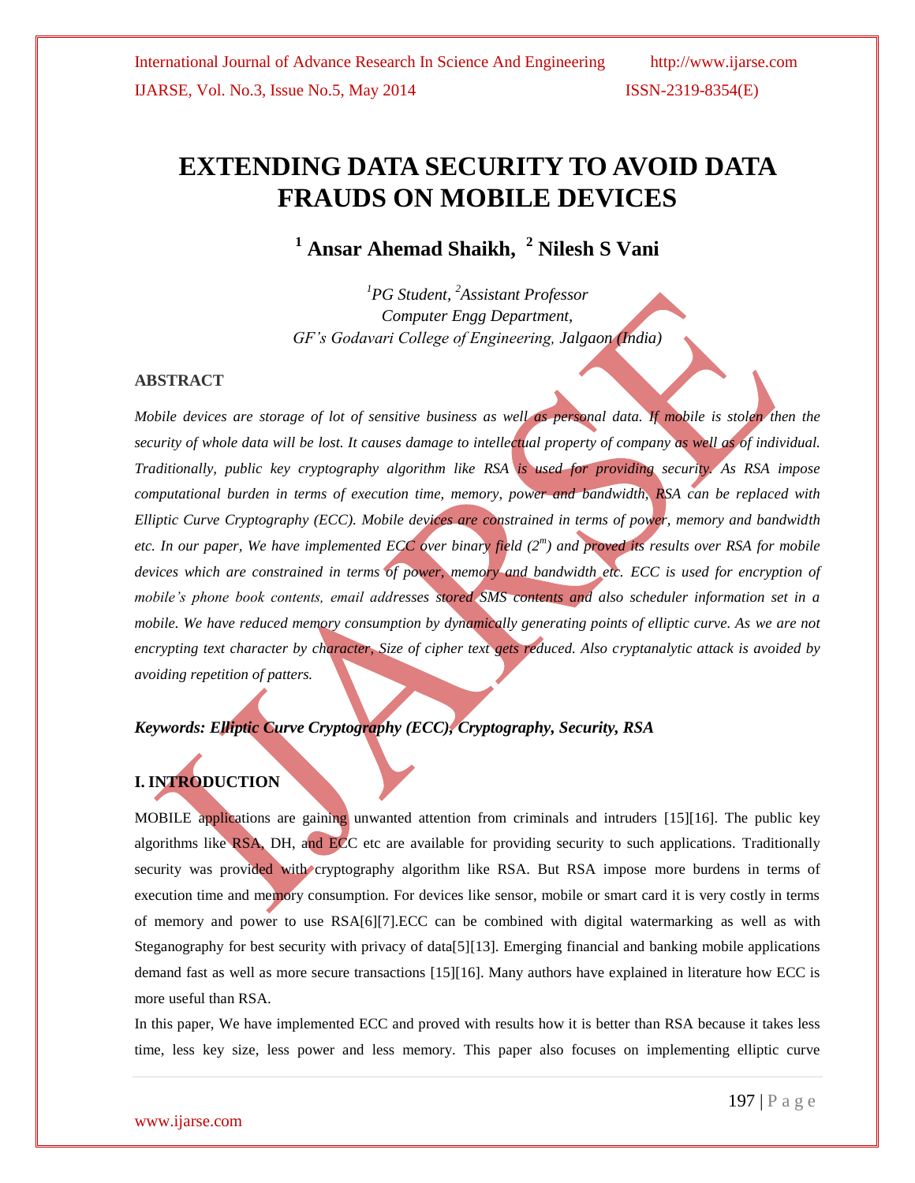# EXTENDING DATA SECURITY TO AVOID DATA FRAUDS ON MOBILE DEVICES

**[1] Ansar Ahemad Shaikh, [2] Nilesh S Vani**

*[1]PG Student, [2]Assistant Professor*
*Computer Engg Department,*
*GF's Godavari College of Engineering, Jalgaon (India)*

### ABSTRACT

*Mobile devices are storage of lot of sensitive business as well as personal data. If mobile is stolen then the security of whole data will be lost. It causes damage to intellectual property of company as well as of individual. Traditionally, public key cryptography algorithm like RSA is used for providing security. As RSA impose computational burden in terms of execution time, memory, power and bandwidth, RSA can be replaced with Elliptic Curve Cryptography (ECC). Mobile devices are constrained in terms of power, memory and bandwidth etc. In our paper, We have implemented ECC over binary field ($2^m$) and proved its results over RSA for mobile devices which are constrained in terms of power, memory and bandwidth etc. ECC is used for encryption of mobile's phone book contents, email addresses stored SMS contents and also scheduler information set in a mobile. We have reduced memory consumption by dynamically generating points of elliptic curve. As we are not encrypting text character by character, Size of cipher text gets reduced. Also cryptanalytic attack is avoided by avoiding repetition of patters.*

***Keywords: Elliptic Curve Cryptography (ECC), Cryptography, Security, RSA***

### I. INTRODUCTION

MOBILE applications are gaining unwanted attention from criminals and intruders [15][16]. The public key algorithms like RSA, DH, and ECC etc are available for providing security to such applications. Traditionally security was provided with cryptography algorithm like RSA. But RSA impose more burdens in terms of execution time and memory consumption. For devices like sensor, mobile or smart card it is very costly in terms of memory and power to use RSA[6][7].ECC can be combined with digital watermarking as well as with Steganography for best security with privacy of data[5][13]. Emerging financial and banking mobile applications demand fast as well as more secure transactions [15][16]. Many authors have explained in literature how ECC is more useful than RSA.

In this paper, We have implemented ECC and proved with results how it is better than RSA because it takes less time, less key size, less power and less memory. This paper also focuses on implementing elliptic curve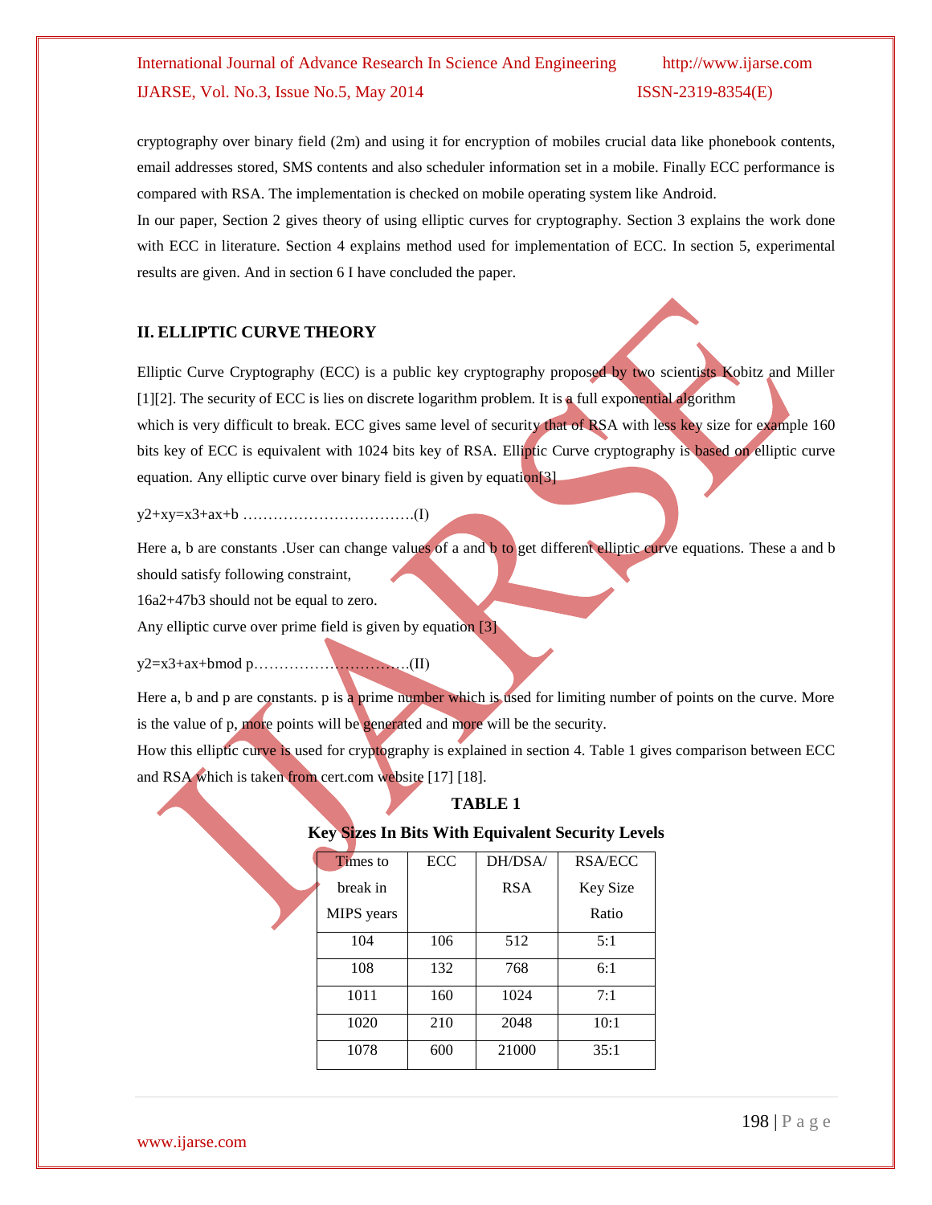cryptography over binary field (2m) and using it for encryption of mobiles crucial data like phonebook contents, email addresses stored, SMS contents and also scheduler information set in a mobile. Finally ECC performance is compared with RSA. The implementation is checked on mobile operating system like Android.

In our paper, Section 2 gives theory of using elliptic curves for cryptography. Section 3 explains the work done with ECC in literature. Section 4 explains method used for implementation of ECC. In section 5, experimental results are given. And in section 6 I have concluded the paper.

## II. ELLIPTIC CURVE THEORY

Elliptic Curve Cryptography (ECC) is a public key cryptography proposed by two scientists Kobitz and Miller [1][2]. The security of ECC is lies on discrete logarithm problem. It is a full exponential algorithm which is very difficult to break. ECC gives same level of security that of RSA with less key size for example 160 bits key of ECC is equivalent with 1024 bits key of RSA. Elliptic Curve cryptography is based on elliptic curve equation. Any elliptic curve over binary field is given by equation[3]

$$y^2+xy=x^3+ax+b \quad \text{.................................(I)}$$

Here a, b are constants .User can change values of a and b to get different elliptic curve equations. These a and b should satisfy following constraint,

$16a^2+47b^3$ should not be equal to zero.

Any elliptic curve over prime field is given by equation [3]

$$y^2=x^3+ax+b \bmod p \quad \text{.............................(II)}$$

Here a, b and p are constants. p is a prime number which is used for limiting number of points on the curve. More is the value of p, more points will be generated and more will be the security.

How this elliptic curve is used for cryptography is explained in section 4. Table 1 gives comparison between ECC and RSA which is taken from cert.com website [17] [18].

**TABLE 1**

**Key Sizes In Bits With Equivalent Security Levels**

| Times to break in MIPS years | ECC | DH/DSA/ RSA | RSA/ECC Key Size Ratio |
|---|---|---|---|
| 104 | 106 | 512 | 5:1 |
| 108 | 132 | 768 | 6:1 |
| 1011 | 160 | 1024 | 7:1 |
| 1020 | 210 | 2048 | 10:1 |
| 1078 | 600 | 21000 | 35:1 |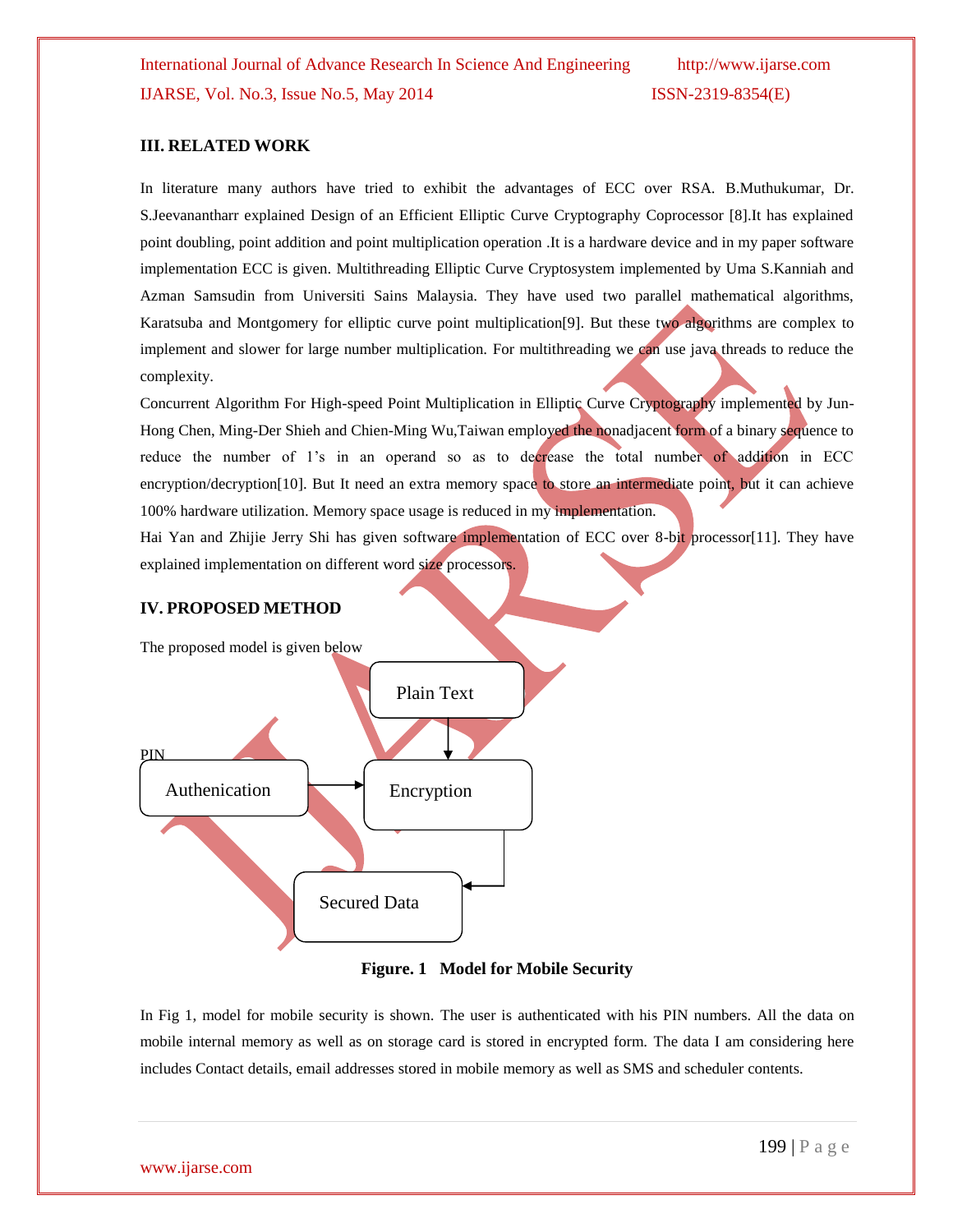## III. RELATED WORK

In literature many authors have tried to exhibit the advantages of ECC over RSA. B.Muthukumar, Dr. S.Jeevanantharr explained Design of an Efficient Elliptic Curve Cryptography Coprocessor [8].It has explained point doubling, point addition and point multiplication operation .It is a hardware device and in my paper software implementation ECC is given. Multithreading Elliptic Curve Cryptosystem implemented by Uma S.Kanniah and Azman Samsudin from Universiti Sains Malaysia. They have used two parallel mathematical algorithms, Karatsuba and Montgomery for elliptic curve point multiplication[9]. But these two algorithms are complex to implement and slower for large number multiplication. For multithreading we can use java threads to reduce the complexity.

Concurrent Algorithm For High-speed Point Multiplication in Elliptic Curve Cryptography implemented by Jun-Hong Chen, Ming-Der Shieh and Chien-Ming Wu,Taiwan employed the nonadjacent form of a binary sequence to reduce the number of 1's in an operand so as to decrease the total number of addition in ECC encryption/decryption[10]. But It need an extra memory space to store an intermediate point, but it can achieve 100% hardware utilization. Memory space usage is reduced in my implementation.

Hai Yan and Zhijie Jerry Shi has given software implementation of ECC over 8-bit processor[11]. They have explained implementation on different word size processors.

## IV. PROPOSED METHOD

The proposed model is given below

PIN

Authenication → Encryption

Plain Text → Encryption

Encryption → Secured Data

**Figure. 1 Model for Mobile Security**

In Fig 1, model for mobile security is shown. The user is authenticated with his PIN numbers. All the data on mobile internal memory as well as on storage card is stored in encrypted form. The data I am considering here includes Contact details, email addresses stored in mobile memory as well as SMS and scheduler contents.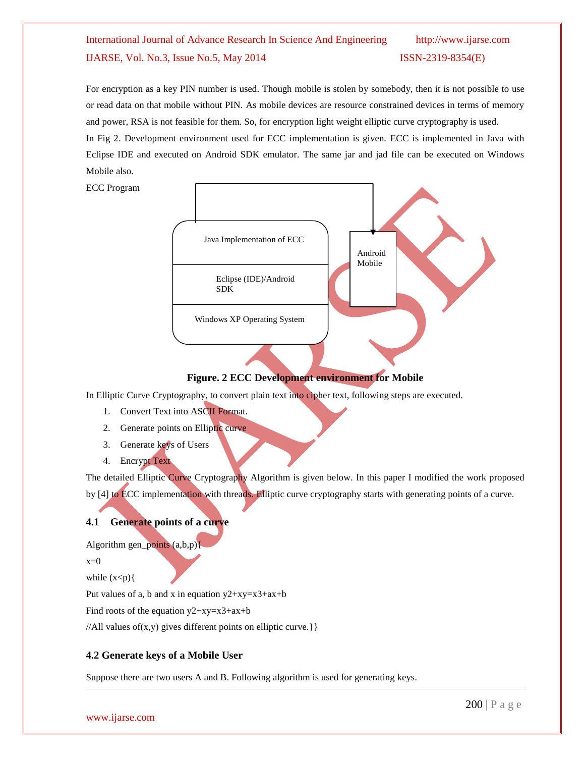For encryption as a key PIN number is used. Though mobile is stolen by somebody, then it is not possible to use or read data on that mobile without PIN. As mobile devices are resource constrained devices in terms of memory and power, RSA is not feasible for them. So, for encryption light weight elliptic curve cryptography is used.

In Fig 2. Development environment used for ECC implementation is given. ECC is implemented in Java with Eclipse IDE and executed on Android SDK emulator. The same jar and jad file can be executed on Windows Mobile also.

ECC Program

Java Implementation of ECC

Eclipse (IDE)/Android SDK

Windows XP Operating System

Android Mobile

**Figure. 2 ECC Development environment for Mobile**

In Elliptic Curve Cryptography, to convert plain text into cipher text, following steps are executed.

1. Convert Text into ASCII Format.
2. Generate points on Elliptic curve
3. Generate keys of Users
4. Encrypt Text

The detailed Elliptic Curve Cryptography Algorithm is given below. In this paper I modified the work proposed by [4] to ECC implementation with threads. Elliptic curve cryptography starts with generating points of a curve.

### 4.1 Generate points of a curve

Algorithm gen_points (a,b,p){

x=0

while (x<p){

Put values of a, b and x in equation $y^2+xy=x^3+ax+b$

Find roots of the equation $y^2+xy=x^3+ax+b$

//All values of(x,y) gives different points on elliptic curve.}}

### 4.2 Generate keys of a Mobile User

Suppose there are two users A and B. Following algorithm is used for generating keys.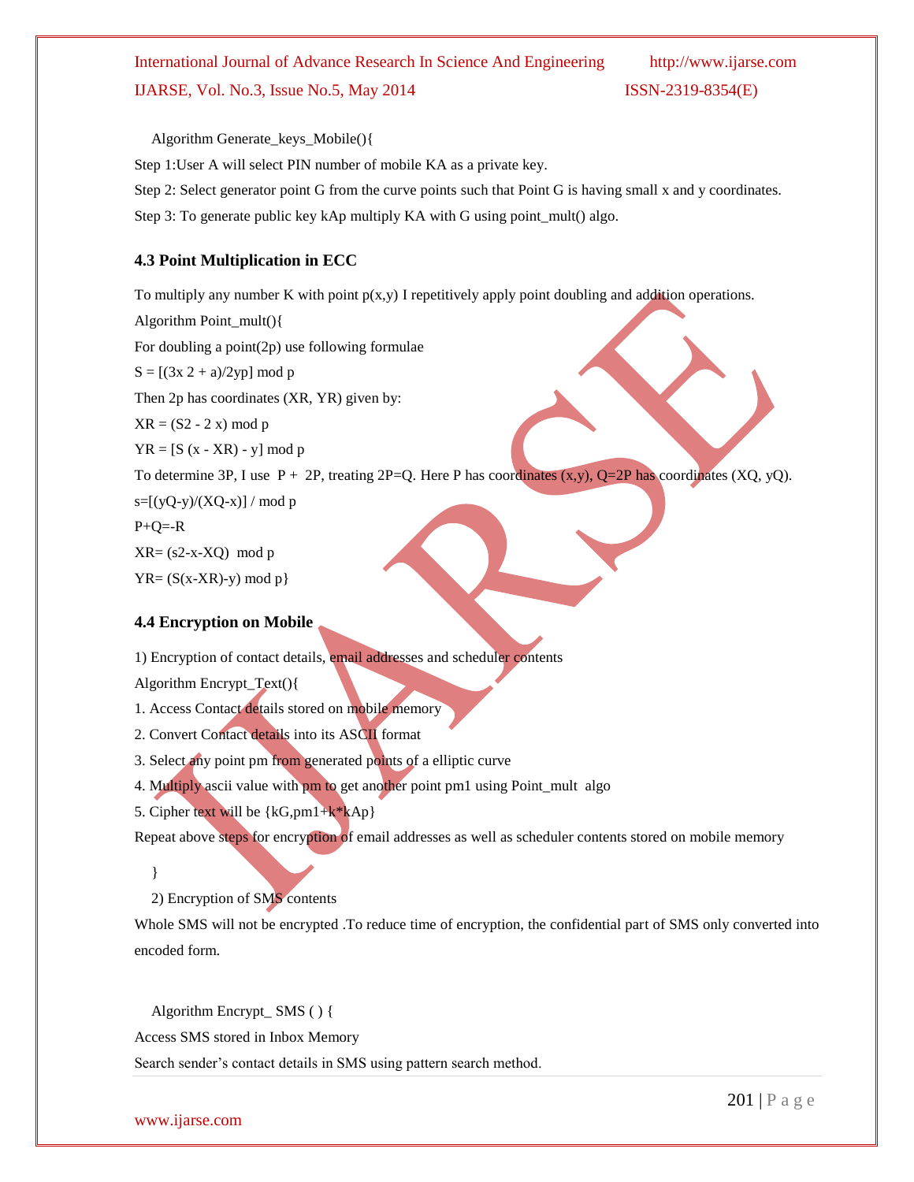Algorithm Generate_keys_Mobile(){

Step 1:User A will select PIN number of mobile KA as a private key.

Step 2: Select generator point G from the curve points such that Point G is having small x and y coordinates.

Step 3: To generate public key kAp multiply KA with G using point_mult() algo.

### 4.3 Point Multiplication in ECC

To multiply any number K with point p(x,y) I repetitively apply point doubling and addition operations.

Algorithm Point_mult(){

For doubling a point(2p) use following formulae

$S = [(3x^2 + a)/2yp] \bmod p$

Then 2p has coordinates (XR, YR) given by:

$XR = (S^2 - 2x) \bmod p$

$YR = [S(x - XR) - y] \bmod p$

To determine 3P, I use P + 2P, treating 2P=Q. Here P has coordinates (x,y), Q=2P has coordinates (XQ, yQ).

$s=[(yQ-y)/(XQ-x)] / \bmod p$

$P+Q=-R$

$XR= (s^2-x-XQ) \bmod p$

$YR= (S(x-XR)-y) \bmod p$}

### 4.4 Encryption on Mobile

1) Encryption of contact details, email addresses and scheduler contents

Algorithm Encrypt_Text(){

1. Access Contact details stored on mobile memory
2. Convert Contact details into its ASCII format
3. Select any point pm from generated points of a elliptic curve
4. Multiply ascii value with pm to get another point pm1 using Point_mult algo
5. Cipher text will be {kG,pm1+k*kAp}

Repeat above steps for encryption of email addresses as well as scheduler contents stored on mobile memory

}

2) Encryption of SMS contents

Whole SMS will not be encrypted .To reduce time of encryption, the confidential part of SMS only converted into encoded form.

Algorithm Encrypt_ SMS ( ) {

Access SMS stored in Inbox Memory

Search sender's contact details in SMS using pattern search method.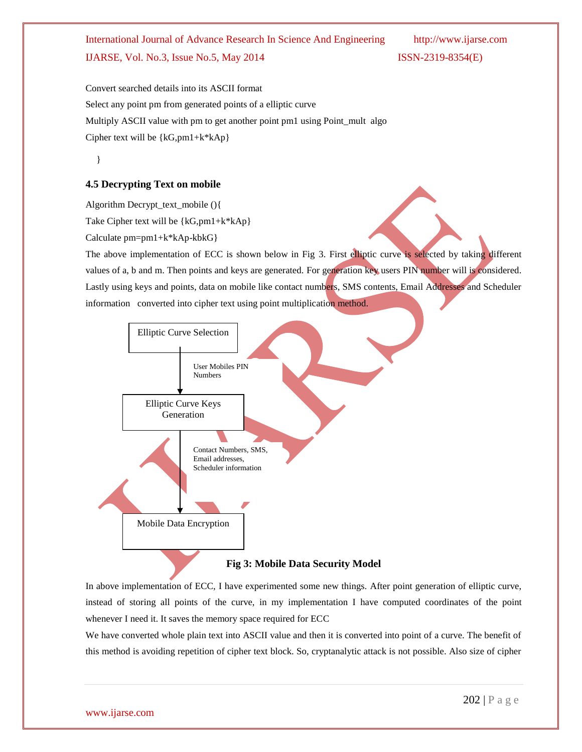Convert searched details into its ASCII format

Select any point pm from generated points of a elliptic curve

Multiply ASCII value with pm to get another point pm1 using Point_mult algo

Cipher text will be {kG,pm1+k*kAp}

}

### 4.5 Decrypting Text on mobile

Algorithm Decrypt_text_mobile (){

Take Cipher text will be {kG,pm1+k*kAp}

Calculate pm=pm1+k*kAp-kbkG}

The above implementation of ECC is shown below in Fig 3. First elliptic curve is selected by taking different values of a, b and m. Then points and keys are generated. For generation key users PIN number will is considered. Lastly using keys and points, data on mobile like contact numbers, SMS contents, Email Addresses and Scheduler information converted into cipher text using point multiplication method.

Elliptic Curve Selection

↓ User Mobiles PIN Numbers

Elliptic Curve Keys Generation

↓ Contact Numbers, SMS, Email addresses, Scheduler information

Mobile Data Encryption

**Fig 3: Mobile Data Security Model**

In above implementation of ECC, I have experimented some new things. After point generation of elliptic curve, instead of storing all points of the curve, in my implementation I have computed coordinates of the point whenever I need it. It saves the memory space required for ECC

We have converted whole plain text into ASCII value and then it is converted into point of a curve. The benefit of this method is avoiding repetition of cipher text block. So, cryptanalytic attack is not possible. Also size of cipher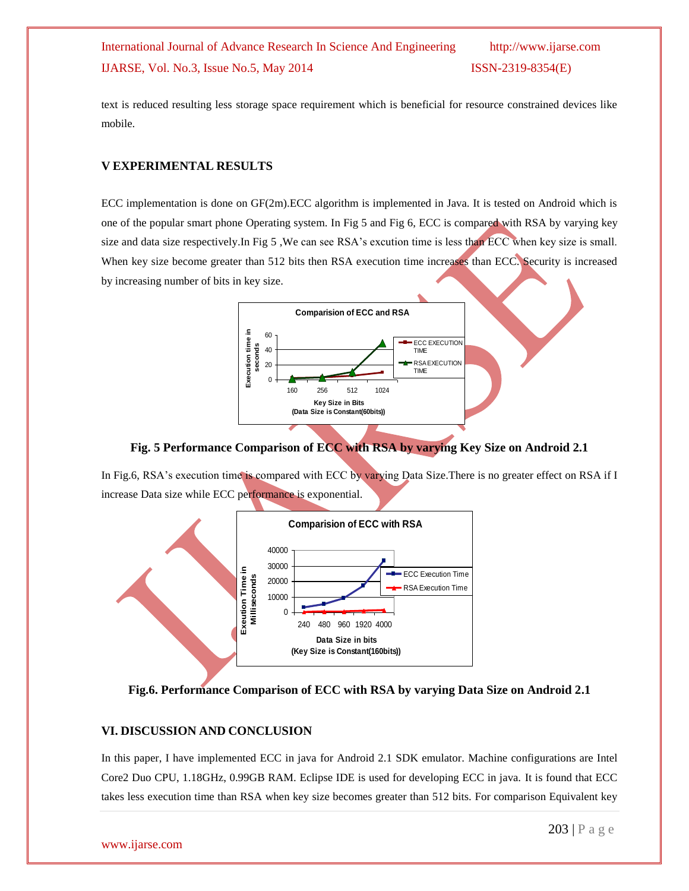text is reduced resulting less storage space requirement which is beneficial for resource constrained devices like mobile.

## V EXPERIMENTAL RESULTS

ECC implementation is done on GF(2m).ECC algorithm is implemented in Java. It is tested on Android which is one of the popular smart phone Operating system. In Fig 5 and Fig 6, ECC is compared with RSA by varying key size and data size respectively.In Fig 5 ,We can see RSA's excution time is less than ECC when key size is small. When key size become greater than 512 bits then RSA execution time increases than ECC. Security is increased by increasing number of bits in key size.

**Fig. 5 Performance Comparison of ECC with RSA by varying Key Size on Android 2.1**

In Fig.6, RSA's execution time is compared with ECC by varying Data Size.There is no greater effect on RSA if I increase Data size while ECC performance is exponential.

**Fig.6. Performance Comparison of ECC with RSA by varying Data Size on Android 2.1**

## VI. DISCUSSION AND CONCLUSION

In this paper, I have implemented ECC in java for Android 2.1 SDK emulator. Machine configurations are Intel Core2 Duo CPU, 1.18GHz, 0.99GB RAM. Eclipse IDE is used for developing ECC in java. It is found that ECC takes less execution time than RSA when key size becomes greater than 512 bits. For comparison Equivalent key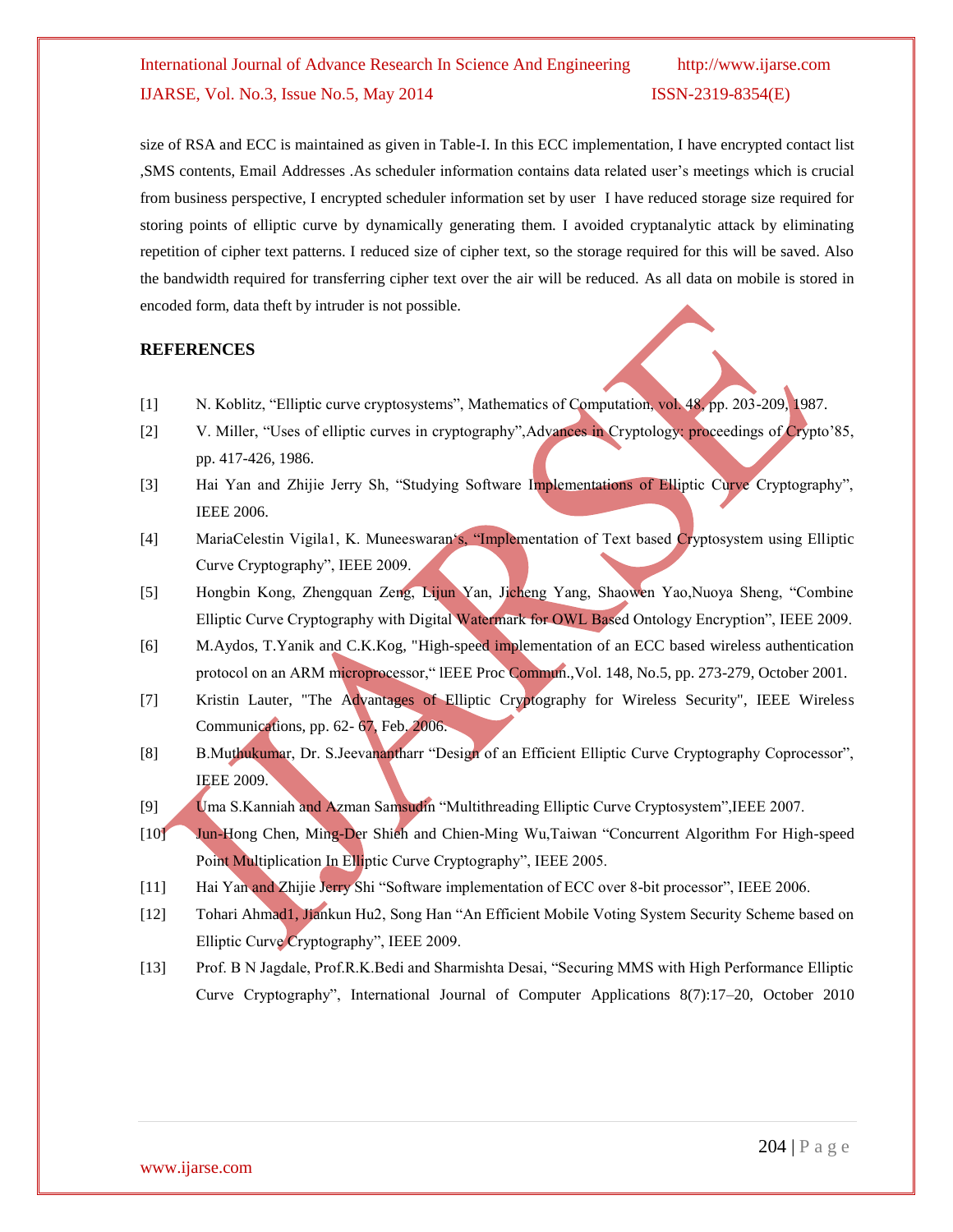size of RSA and ECC is maintained as given in Table-I. In this ECC implementation, I have encrypted contact list ,SMS contents, Email Addresses .As scheduler information contains data related user's meetings which is crucial from business perspective, I encrypted scheduler information set by user I have reduced storage size required for storing points of elliptic curve by dynamically generating them. I avoided cryptanalytic attack by eliminating repetition of cipher text patterns. I reduced size of cipher text, so the storage required for this will be saved. Also the bandwidth required for transferring cipher text over the air will be reduced. As all data on mobile is stored in encoded form, data theft by intruder is not possible.

## REFERENCES

[1] N. Koblitz, "Elliptic curve cryptosystems", Mathematics of Computation, vol. 48, pp. 203-209, 1987.

[2] V. Miller, "Uses of elliptic curves in cryptography",Advances in Cryptology: proceedings of Crypto'85, pp. 417-426, 1986.

[3] Hai Yan and Zhijie Jerry Sh, "Studying Software Implementations of Elliptic Curve Cryptography", IEEE 2006.

[4] MariaCelestin Vigila1, K. Muneeswaran's, "Implementation of Text based Cryptosystem using Elliptic Curve Cryptography", IEEE 2009.

[5] Hongbin Kong, Zhengquan Zeng, Lijun Yan, Jicheng Yang, Shaowen Yao,Nuoya Sheng, "Combine Elliptic Curve Cryptography with Digital Watermark for OWL Based Ontology Encryption", IEEE 2009.

[6] M.Aydos, T.Yanik and C.K.Kog, "High-speed implementation of an ECC based wireless authentication protocol on an ARM microprocessor," lEEE Proc Commun.,Vol. 148, No.5, pp. 273-279, October 2001.

[7] Kristin Lauter, "The Advantages of Elliptic Cryptography for Wireless Security", IEEE Wireless Communications, pp. 62- 67, Feb. 2006.

[8] B.Muthukumar, Dr. S.Jeevanantharr "Design of an Efficient Elliptic Curve Cryptography Coprocessor", IEEE 2009.

[9] Uma S.Kanniah and Azman Samsudin "Multithreading Elliptic Curve Cryptosystem",IEEE 2007.

[10] Jun-Hong Chen, Ming-Der Shieh and Chien-Ming Wu,Taiwan "Concurrent Algorithm For High-speed Point Multiplication In Elliptic Curve Cryptography", IEEE 2005.

[11] Hai Yan and Zhijie Jerry Shi "Software implementation of ECC over 8-bit processor", IEEE 2006.

[12] Tohari Ahmad1, Jiankun Hu2, Song Han "An Efficient Mobile Voting System Security Scheme based on Elliptic Curve Cryptography", IEEE 2009.

[13] Prof. B N Jagdale, Prof.R.K.Bedi and Sharmishta Desai, "Securing MMS with High Performance Elliptic Curve Cryptography", International Journal of Computer Applications 8(7):17–20, October 2010